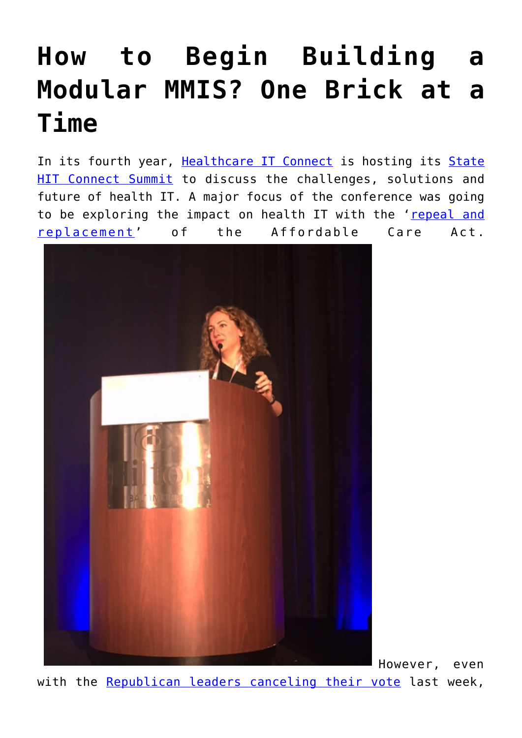# How to Begin Building a Modular MMIS? One Brick at a Time

In its fourth year, Healthcare IT Connect is hosting its State HIT Connect Summit to discuss the challenges, solutions and future of health IT. A major focus of the conference was going to be exploring the impact on health IT with the 'repeal and replacement' of the Affordable Care Act.

However, even with the Republican leaders canceling their vote last week,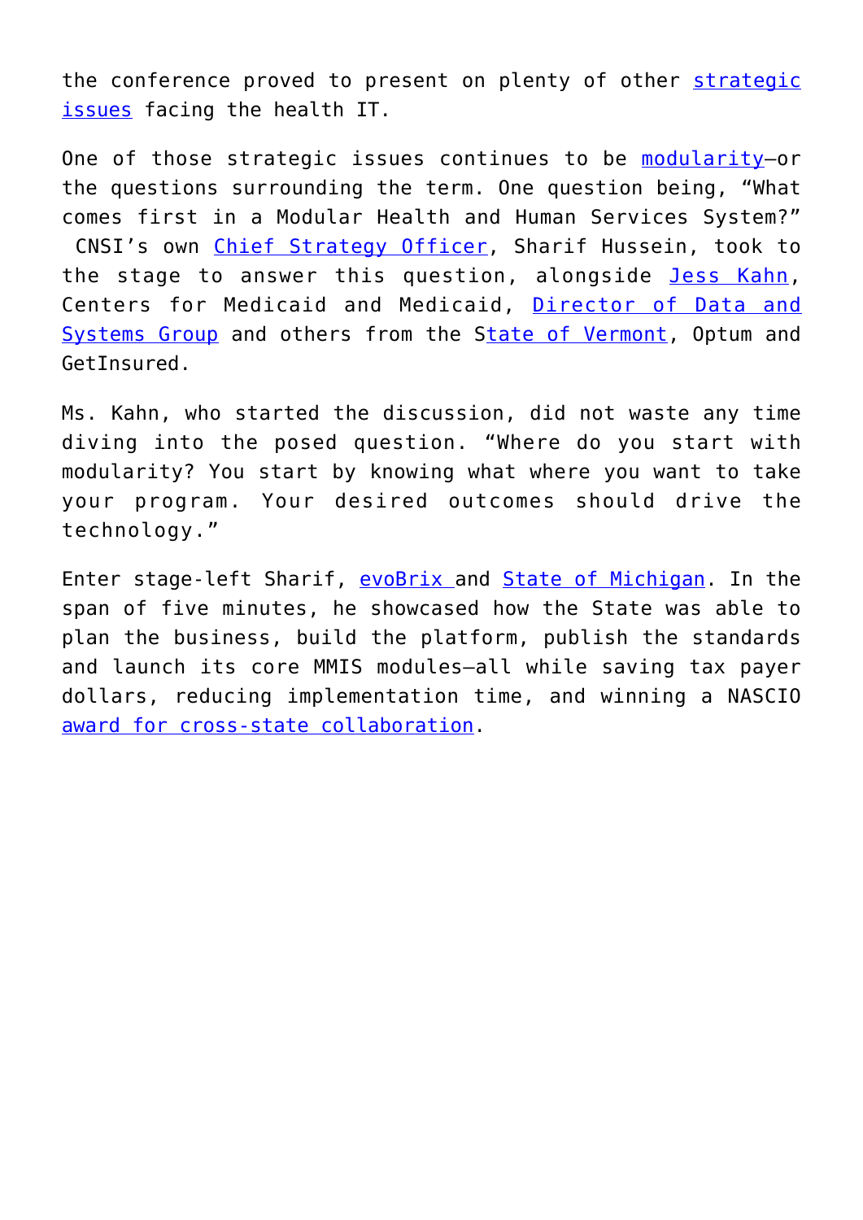the conference proved to present on plenty of other strategic issues facing the health IT.

One of those strategic issues continues to be modularity—or the questions surrounding the term. One question being, "What comes first in a Modular Health and Human Services System?" CNSI's own Chief Strategy Officer, Sharif Hussein, took to the stage to answer this question, alongside Jess Kahn, Centers for Medicaid and Medicaid, Director of Data and Systems Group and others from the State of Vermont, Optum and GetInsured.

Ms. Kahn, who started the discussion, did not waste any time diving into the posed question. "Where do you start with modularity? You start by knowing what where you want to take your program. Your desired outcomes should drive the technology."

Enter stage-left Sharif, evoBrix and State of Michigan. In the span of five minutes, he showcased how the State was able to plan the business, build the platform, publish the standards and launch its core MMIS modules—all while saving tax payer dollars, reducing implementation time, and winning a NASCIO award for cross-state collaboration.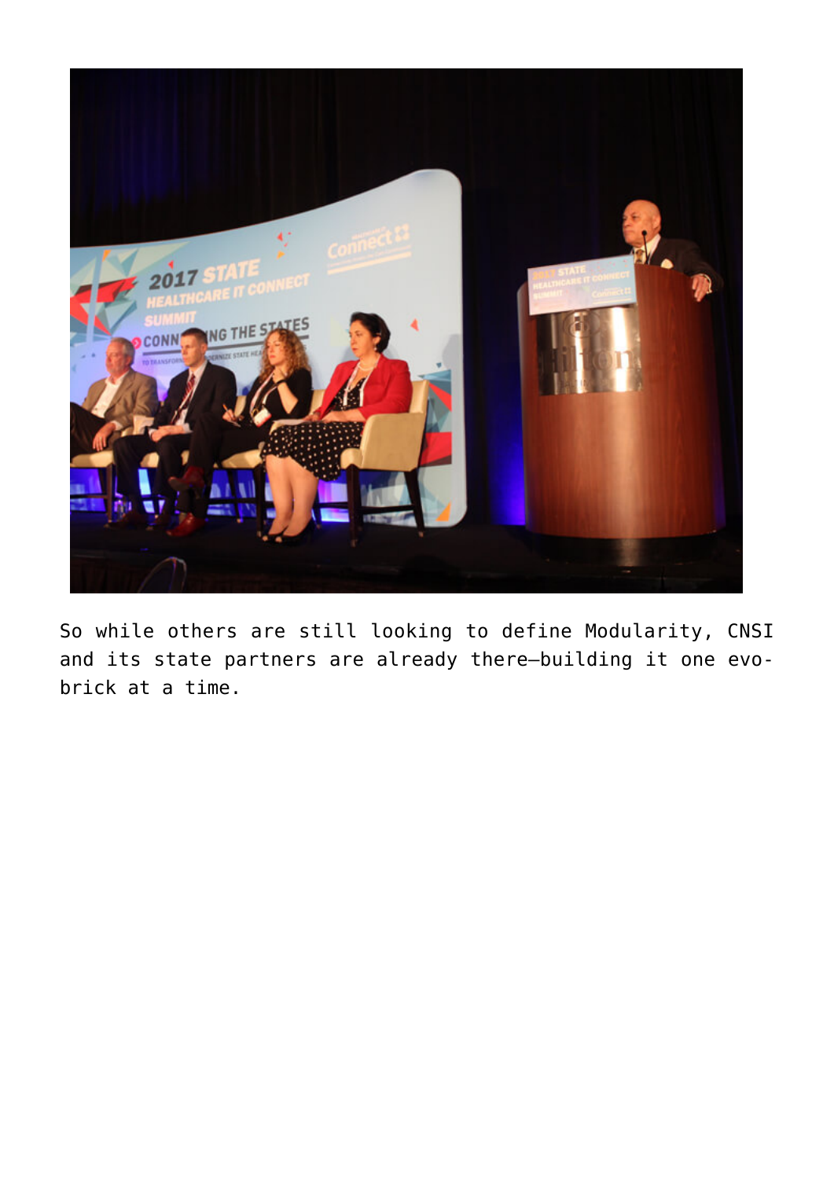So while others are still looking to define Modularity, CNSI and its state partners are already there—building it one evo-brick at a time.